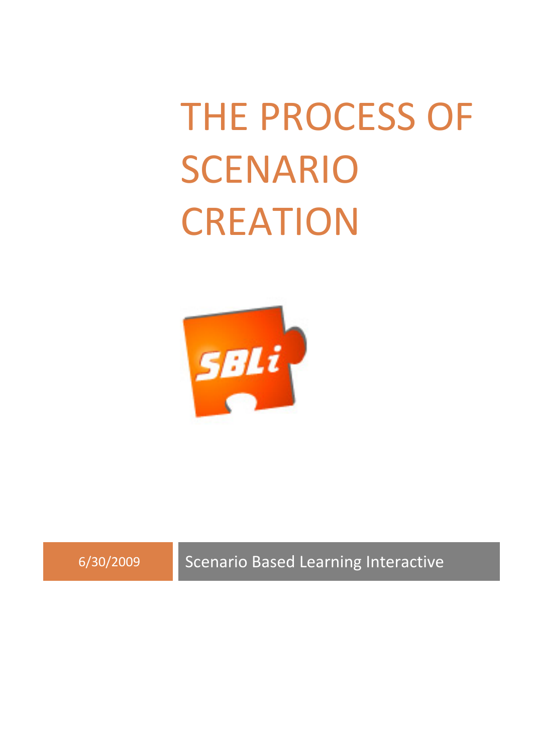# THE PROCESS OF SCENARIO CREATION

SBLi

6/30/2009

Scenario Based Learning Interactive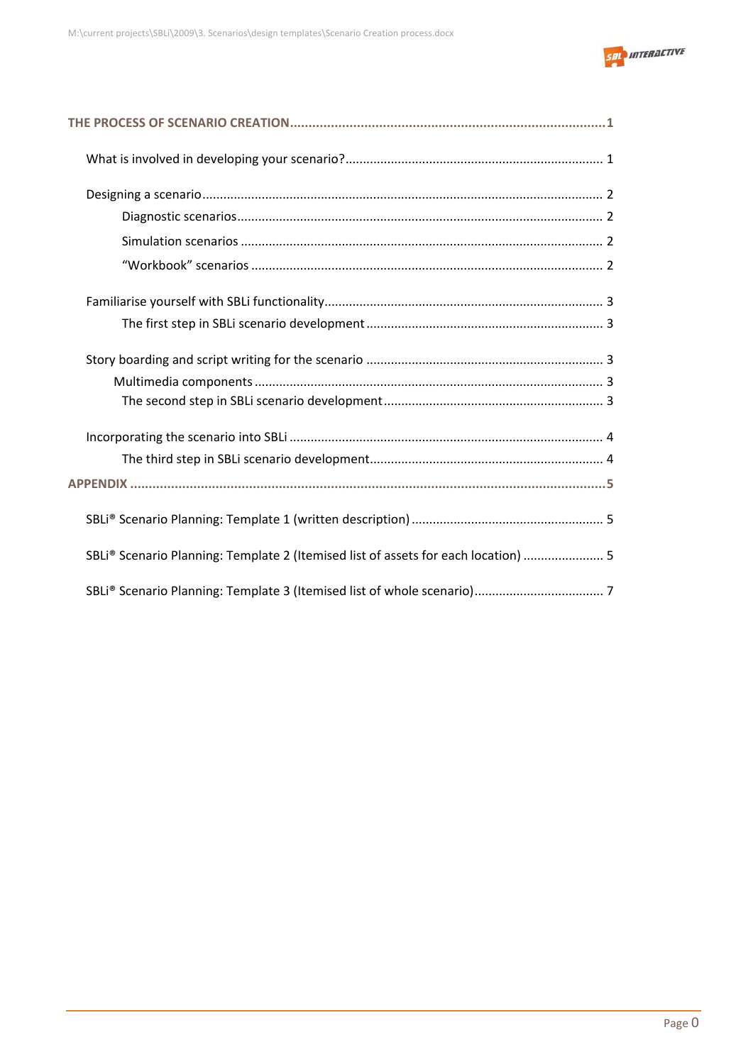**THE PROCESS OF SCENARIO CREATION** ..... 1

- What is involved in developing your scenario? ..... 1
- Designing a scenario ..... 2
  - Diagnostic scenarios ..... 2
  - Simulation scenarios ..... 2
  - "Workbook" scenarios ..... 2
- Familiarise yourself with SBLi functionality ..... 3
  - The first step in SBLi scenario development ..... 3
- Story boarding and script writing for the scenario ..... 3
  - Multimedia components ..... 3
  - The second step in SBLi scenario development ..... 3
- Incorporating the scenario into SBLi ..... 4
  - The third step in SBLi scenario development ..... 4

**APPENDIX** ..... 5

- SBLi® Scenario Planning: Template 1 (written description) ..... 5
- SBLi® Scenario Planning: Template 2 (Itemised list of assets for each location) ..... 5
- SBLi® Scenario Planning: Template 3 (Itemised list of whole scenario) ..... 7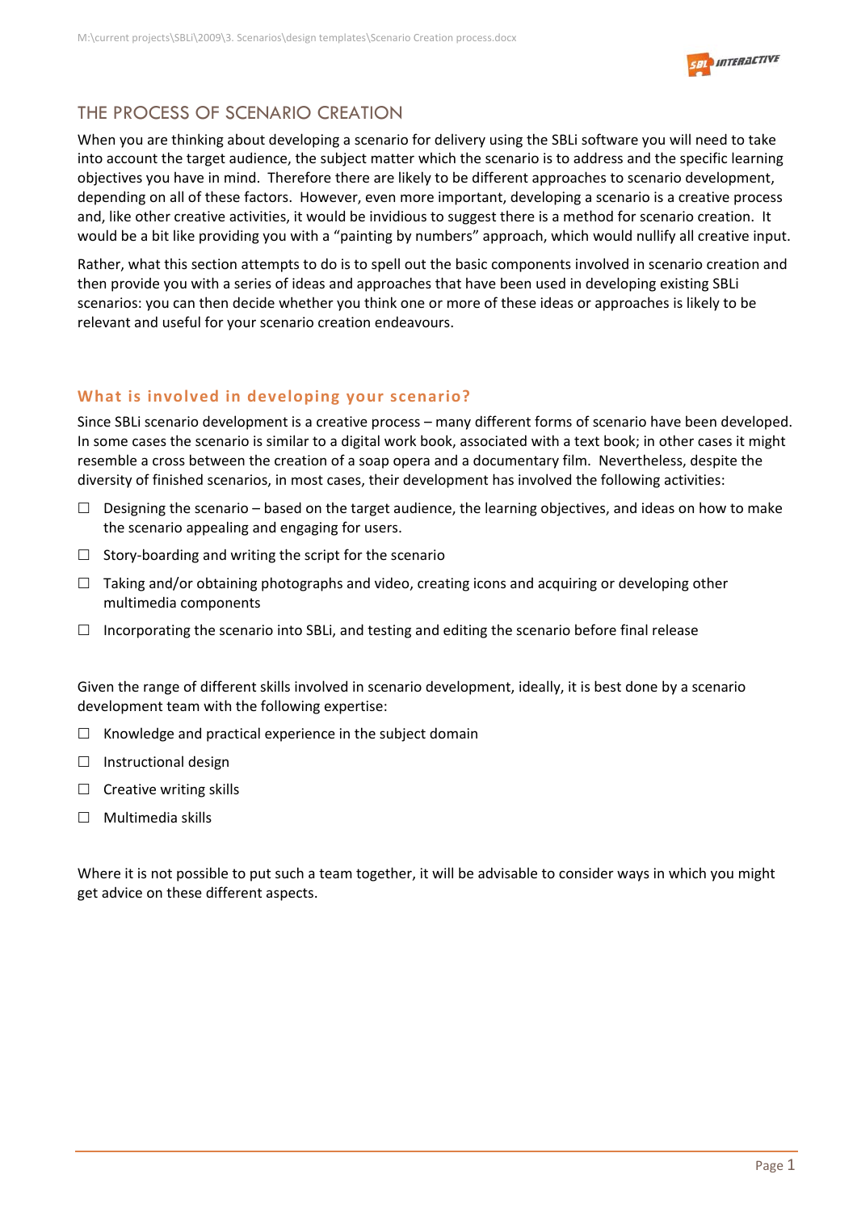# THE PROCESS OF SCENARIO CREATION

When you are thinking about developing a scenario for delivery using the SBLi software you will need to take into account the target audience, the subject matter which the scenario is to address and the specific learning objectives you have in mind. Therefore there are likely to be different approaches to scenario development, depending on all of these factors. However, even more important, developing a scenario is a creative process and, like other creative activities, it would be invidious to suggest there is a method for scenario creation. It would be a bit like providing you with a "painting by numbers" approach, which would nullify all creative input.

Rather, what this section attempts to do is to spell out the basic components involved in scenario creation and then provide you with a series of ideas and approaches that have been used in developing existing SBLi scenarios: you can then decide whether you think one or more of these ideas or approaches is likely to be relevant and useful for your scenario creation endeavours.

## What is involved in developing your scenario?

Since SBLi scenario development is a creative process – many different forms of scenario have been developed. In some cases the scenario is similar to a digital work book, associated with a text book; in other cases it might resemble a cross between the creation of a soap opera and a documentary film. Nevertheless, despite the diversity of finished scenarios, in most cases, their development has involved the following activities:

- Designing the scenario – based on the target audience, the learning objectives, and ideas on how to make the scenario appealing and engaging for users.
- Story-boarding and writing the script for the scenario
- Taking and/or obtaining photographs and video, creating icons and acquiring or developing other multimedia components
- Incorporating the scenario into SBLi, and testing and editing the scenario before final release

Given the range of different skills involved in scenario development, ideally, it is best done by a scenario development team with the following expertise:

- Knowledge and practical experience in the subject domain
- Instructional design
- Creative writing skills
- Multimedia skills

Where it is not possible to put such a team together, it will be advisable to consider ways in which you might get advice on these different aspects.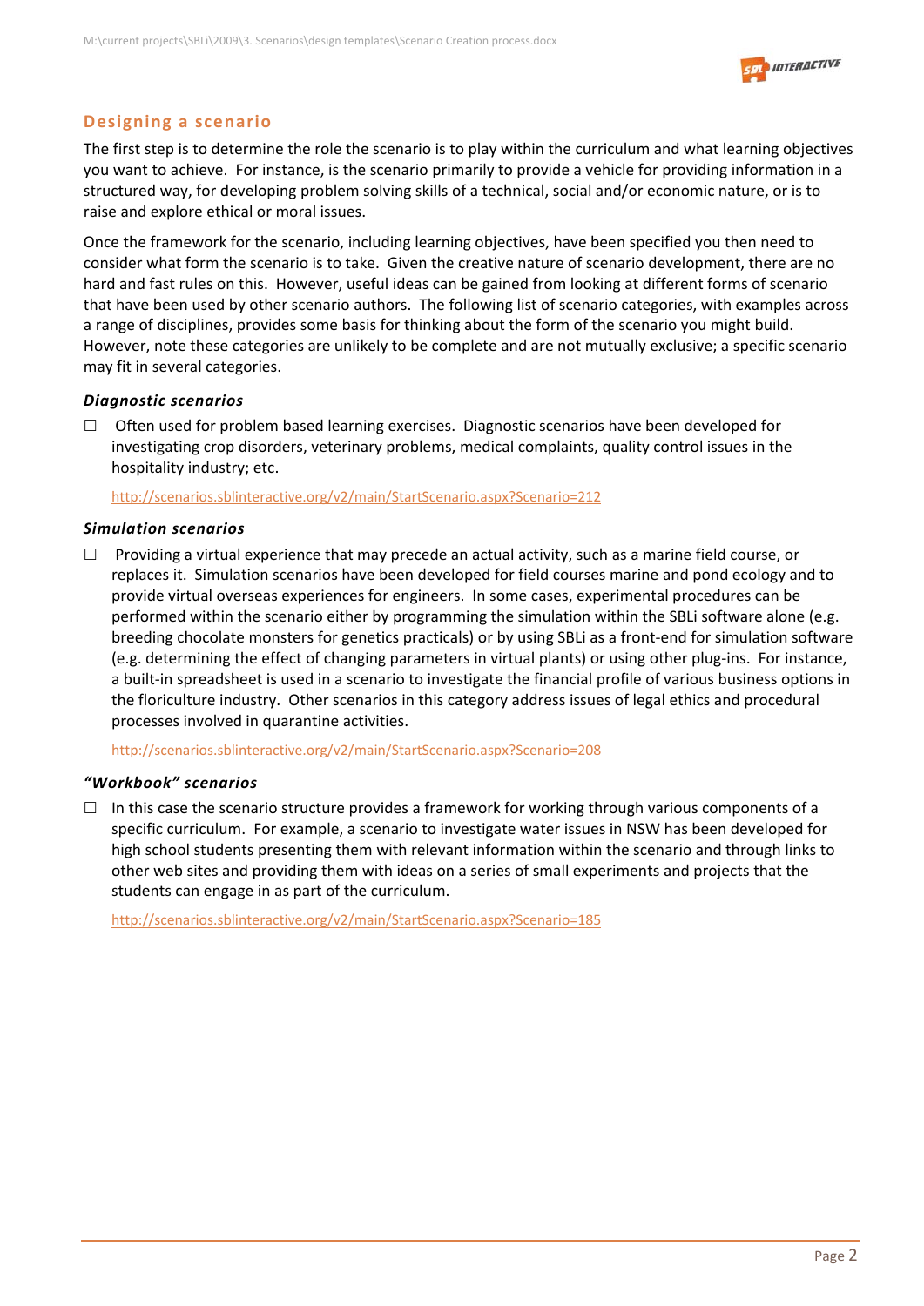## Designing a scenario

The first step is to determine the role the scenario is to play within the curriculum and what learning objectives you want to achieve. For instance, is the scenario primarily to provide a vehicle for providing information in a structured way, for developing problem solving skills of a technical, social and/or economic nature, or is to raise and explore ethical or moral issues.

Once the framework for the scenario, including learning objectives, have been specified you then need to consider what form the scenario is to take. Given the creative nature of scenario development, there are no hard and fast rules on this. However, useful ideas can be gained from looking at different forms of scenario that have been used by other scenario authors. The following list of scenario categories, with examples across a range of disciplines, provides some basis for thinking about the form of the scenario you might build. However, note these categories are unlikely to be complete and are not mutually exclusive; a specific scenario may fit in several categories.

### *Diagnostic scenarios*

- ☐ Often used for problem based learning exercises. Diagnostic scenarios have been developed for investigating crop disorders, veterinary problems, medical complaints, quality control issues in the hospitality industry; etc.

  http://scenarios.sblinteractive.org/v2/main/StartScenario.aspx?Scenario=212

### *Simulation scenarios*

- ☐ Providing a virtual experience that may precede an actual activity, such as a marine field course, or replaces it. Simulation scenarios have been developed for field courses marine and pond ecology and to provide virtual overseas experiences for engineers. In some cases, experimental procedures can be performed within the scenario either by programming the simulation within the SBLi software alone (e.g. breeding chocolate monsters for genetics practicals) or by using SBLi as a front-end for simulation software (e.g. determining the effect of changing parameters in virtual plants) or using other plug-ins. For instance, a built-in spreadsheet is used in a scenario to investigate the financial profile of various business options in the floriculture industry. Other scenarios in this category address issues of legal ethics and procedural processes involved in quarantine activities.

  http://scenarios.sblinteractive.org/v2/main/StartScenario.aspx?Scenario=208

### *"Workbook" scenarios*

- ☐ In this case the scenario structure provides a framework for working through various components of a specific curriculum. For example, a scenario to investigate water issues in NSW has been developed for high school students presenting them with relevant information within the scenario and through links to other web sites and providing them with ideas on a series of small experiments and projects that the students can engage in as part of the curriculum.

  http://scenarios.sblinteractive.org/v2/main/StartScenario.aspx?Scenario=185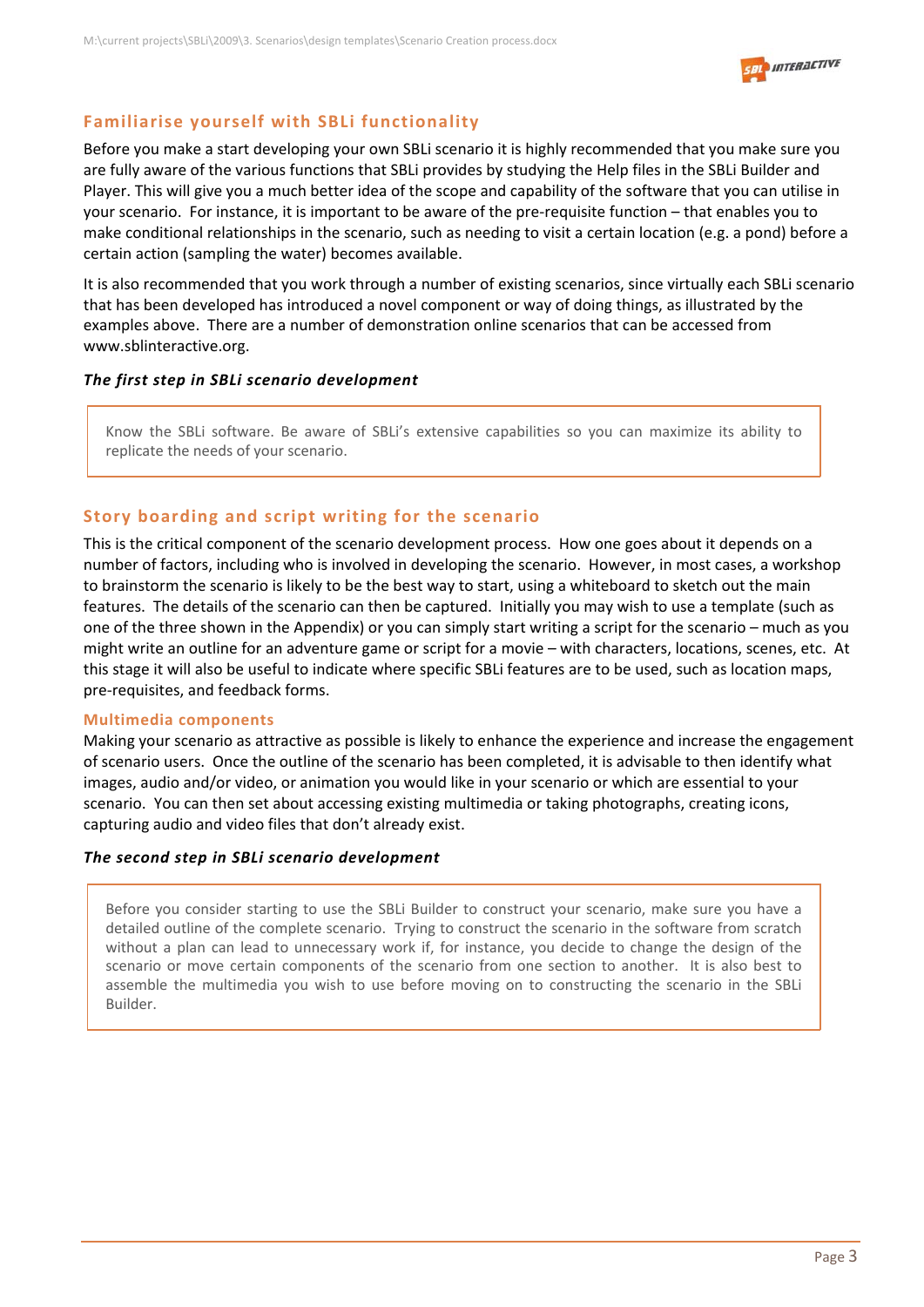## Familiarise yourself with SBLi functionality

Before you make a start developing your own SBLi scenario it is highly recommended that you make sure you are fully aware of the various functions that SBLi provides by studying the Help files in the SBLi Builder and Player. This will give you a much better idea of the scope and capability of the software that you can utilise in your scenario. For instance, it is important to be aware of the pre-requisite function – that enables you to make conditional relationships in the scenario, such as needing to visit a certain location (e.g. a pond) before a certain action (sampling the water) becomes available.

It is also recommended that you work through a number of existing scenarios, since virtually each SBLi scenario that has been developed has introduced a novel component or way of doing things, as illustrated by the examples above. There are a number of demonstration online scenarios that can be accessed from www.sblinteractive.org.

***The first step in SBLi scenario development***

> Know the SBLi software. Be aware of SBLi's extensive capabilities so you can maximize its ability to replicate the needs of your scenario.

## Story boarding and script writing for the scenario

This is the critical component of the scenario development process. How one goes about it depends on a number of factors, including who is involved in developing the scenario. However, in most cases, a workshop to brainstorm the scenario is likely to be the best way to start, using a whiteboard to sketch out the main features. The details of the scenario can then be captured. Initially you may wish to use a template (such as one of the three shown in the Appendix) or you can simply start writing a script for the scenario – much as you might write an outline for an adventure game or script for a movie – with characters, locations, scenes, etc. At this stage it will also be useful to indicate where specific SBLi features are to be used, such as location maps, pre-requisites, and feedback forms.

### Multimedia components

Making your scenario as attractive as possible is likely to enhance the experience and increase the engagement of scenario users. Once the outline of the scenario has been completed, it is advisable to then identify what images, audio and/or video, or animation you would like in your scenario or which are essential to your scenario. You can then set about accessing existing multimedia or taking photographs, creating icons, capturing audio and video files that don't already exist.

***The second step in SBLi scenario development***

> Before you consider starting to use the SBLi Builder to construct your scenario, make sure you have a detailed outline of the complete scenario. Trying to construct the scenario in the software from scratch without a plan can lead to unnecessary work if, for instance, you decide to change the design of the scenario or move certain components of the scenario from one section to another. It is also best to assemble the multimedia you wish to use before moving on to constructing the scenario in the SBLi Builder.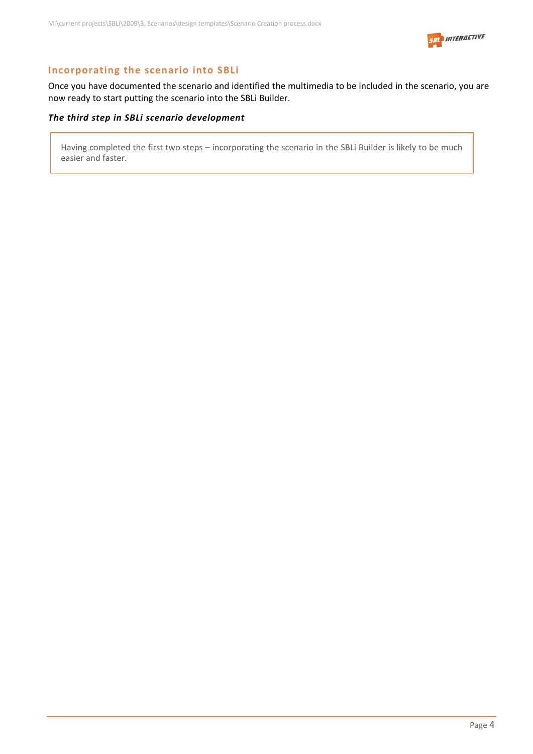## Incorporating the scenario into SBLi

Once you have documented the scenario and identified the multimedia to be included in the scenario, you are now ready to start putting the scenario into the SBLi Builder.

### *The third step in SBLi scenario development*

> Having completed the first two steps – incorporating the scenario in the SBLi Builder is likely to be much easier and faster.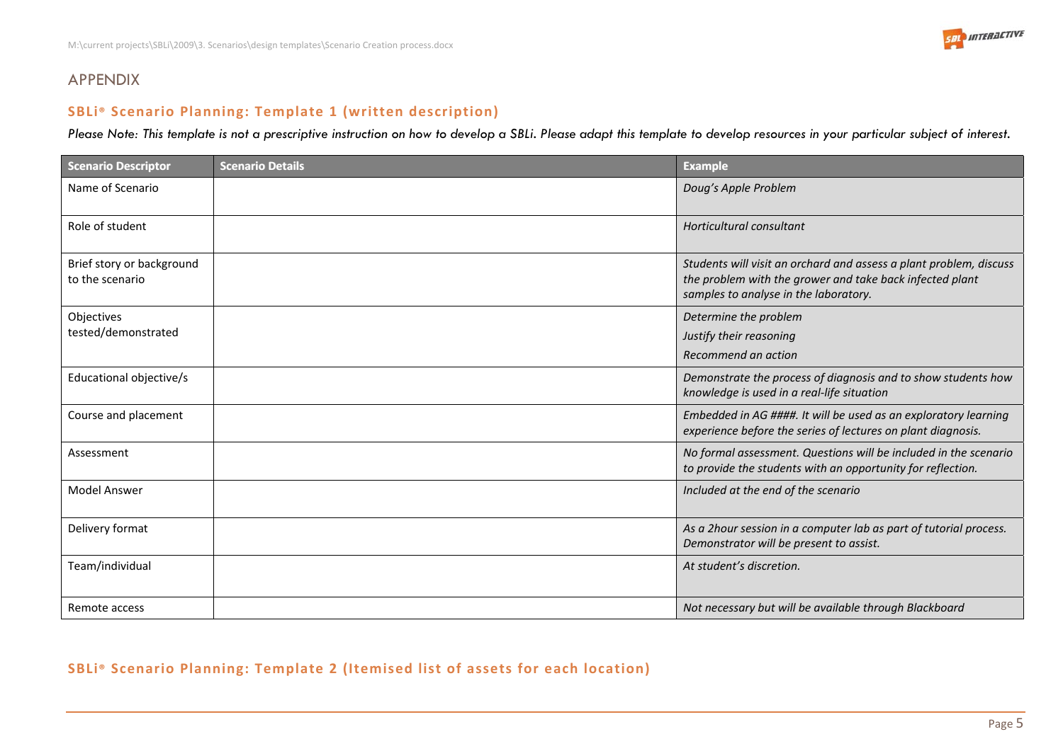# APPENDIX

## SBLi® Scenario Planning: Template 1 (written description)

*Please Note: This template is not a prescriptive instruction on how to develop a SBLi. Please adapt this template to develop resources in your particular subject of interest.*

| Scenario Descriptor | Scenario Details | Example |
|---|---|---|
| Name of Scenario | | *Doug's Apple Problem* |
| Role of student | | *Horticultural consultant* |
| Brief story or background to the scenario | | *Students will visit an orchard and assess a plant problem, discuss the problem with the grower and take back infected plant samples to analyse in the laboratory.* |
| Objectives tested/demonstrated | | *Determine the problem*<br>*Justify their reasoning*<br>*Recommend an action* |
| Educational objective/s | | *Demonstrate the process of diagnosis and to show students how knowledge is used in a real-life situation* |
| Course and placement | | *Embedded in AG ####. It will be used as an exploratory learning experience before the series of lectures on plant diagnosis.* |
| Assessment | | *No formal assessment. Questions will be included in the scenario to provide the students with an opportunity for reflection.* |
| Model Answer | | *Included at the end of the scenario* |
| Delivery format | | *As a 2hour session in a computer lab as part of tutorial process. Demonstrator will be present to assist.* |
| Team/individual | | *At student's discretion.* |
| Remote access | | *Not necessary but will be available through Blackboard* |

## SBLi® Scenario Planning: Template 2 (Itemised list of assets for each location)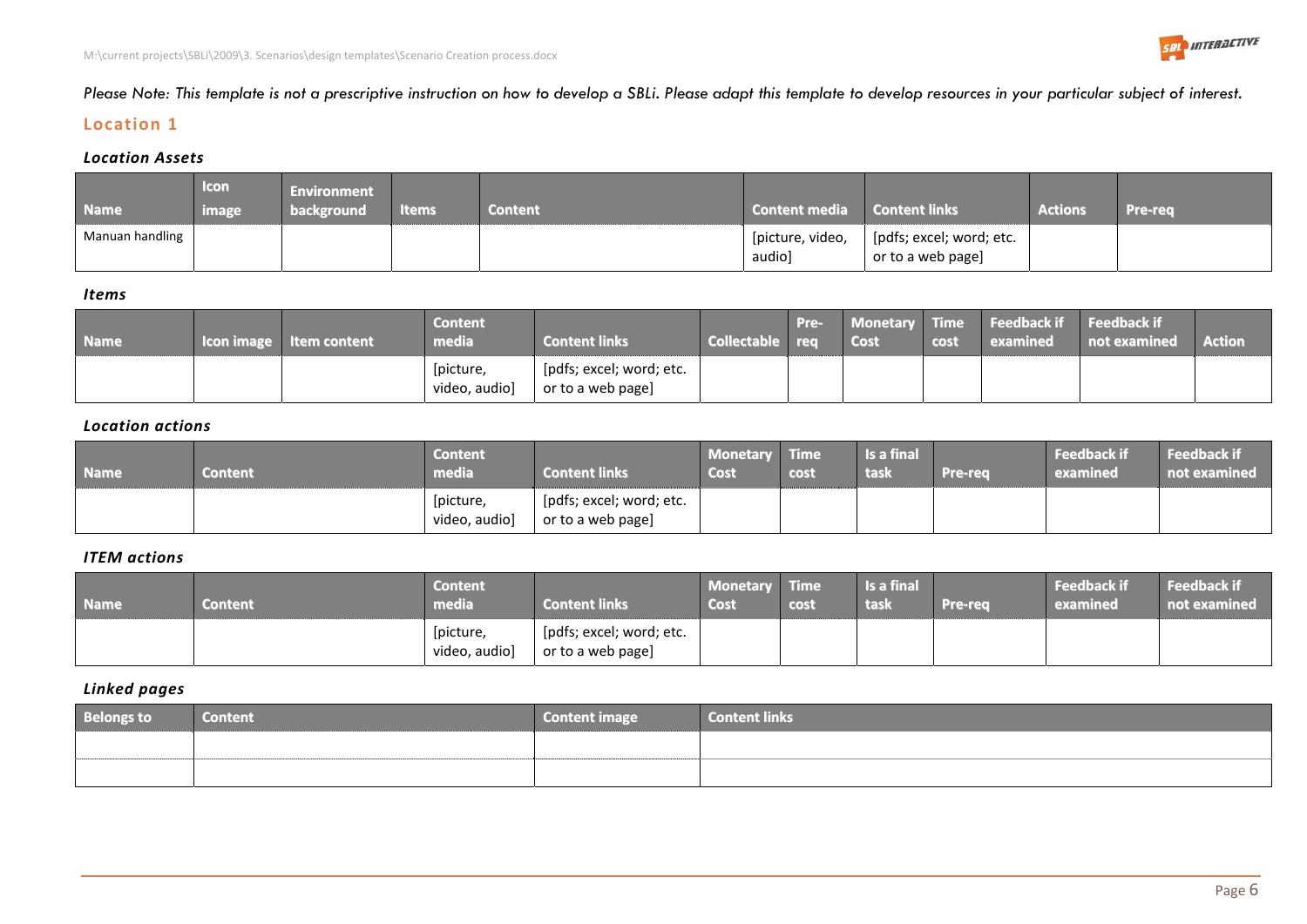*Please Note: This template is not a prescriptive instruction on how to develop a SBLi. Please adapt this template to develop resources in your particular subject of interest.*

## Location 1

### *Location Assets*

| Name | Icon image | Environment background | Items | Content | Content media | Content links | Actions | Pre-req |
|---|---|---|---|---|---|---|---|---|
| Manuan handling | | | | | [picture, video, audio] | [pdfs; excel; word; etc. or to a web page] | | |

### *Items*

| Name | Icon image | Item content | Content media | Content links | Collectable | Pre-req | Monetary Cost | Time cost | Feedback if examined | Feedback if not examined | Action |
|---|---|---|---|---|---|---|---|---|---|---|---|
| | | | [picture, video, audio] | [pdfs; excel; word; etc. or to a web page] | | | | | | | |

### *Location actions*

| Name | Content | Content media | Content links | Monetary Cost | Time cost | Is a final task | Pre-req | Feedback if examined | Feedback if not examined |
|---|---|---|---|---|---|---|---|---|---|
| | | [picture, video, audio] | [pdfs; excel; word; etc. or to a web page] | | | | | | |

### *ITEM actions*

| Name | Content | Content media | Content links | Monetary Cost | Time cost | Is a final task | Pre-req | Feedback if examined | Feedback if not examined |
|---|---|---|---|---|---|---|---|---|---|
| | | [picture, video, audio] | [pdfs; excel; word; etc. or to a web page] | | | | | | |

### *Linked pages*

| Belongs to | Content | Content image | Content links |
|---|---|---|---|
| | | | |
| | | | |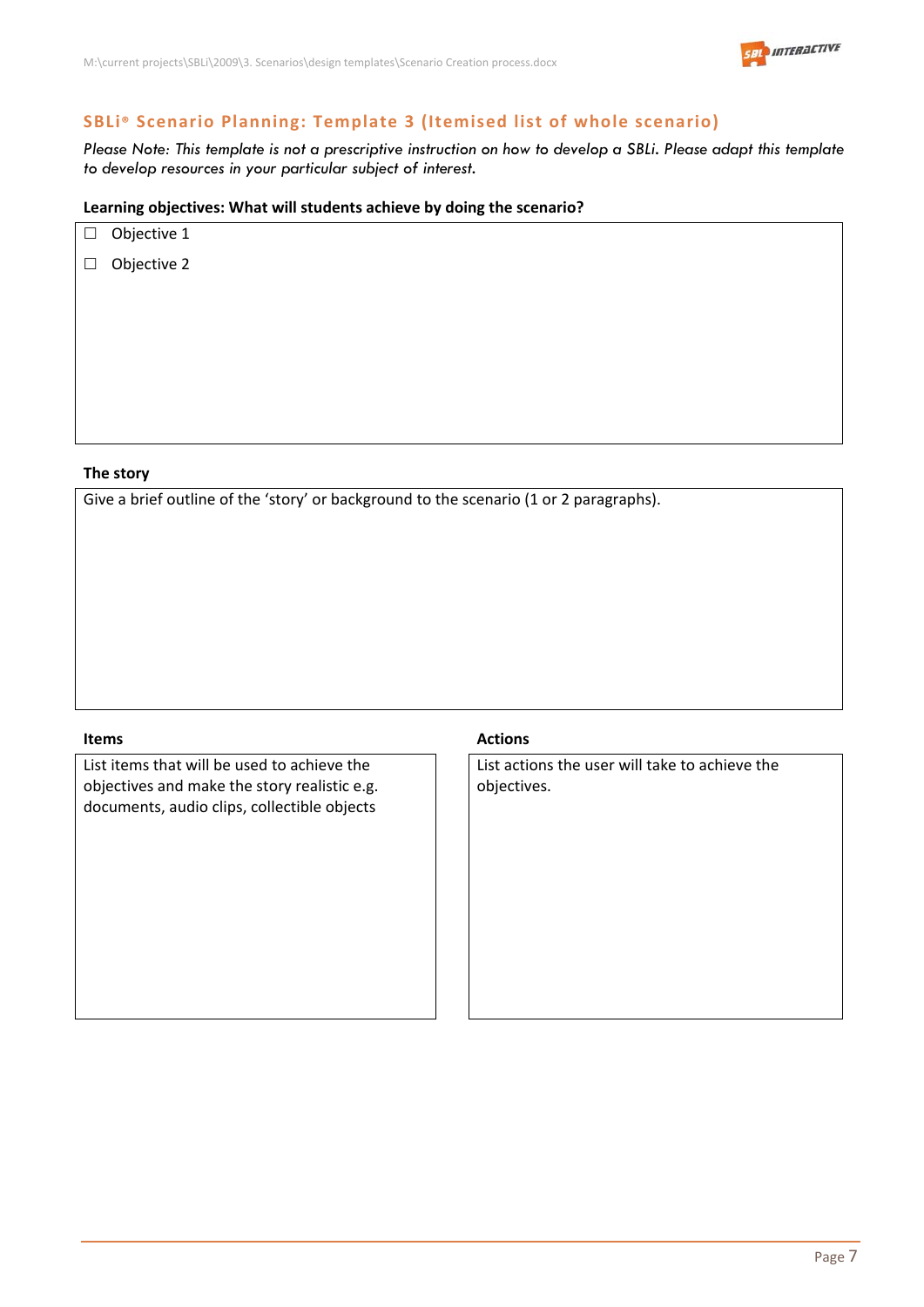## SBLi® Scenario Planning: Template 3 (Itemised list of whole scenario)

*Please Note: This template is not a prescriptive instruction on how to develop a SBLi. Please adapt this template to develop resources in your particular subject of interest.*

**Learning objectives: What will students achieve by doing the scenario?**

- ☐ Objective 1
- ☐ Objective 2

**The story**

Give a brief outline of the 'story' or background to the scenario (1 or 2 paragraphs).

**Items**

List items that will be used to achieve the objectives and make the story realistic e.g. documents, audio clips, collectible objects

**Actions**

List actions the user will take to achieve the objectives.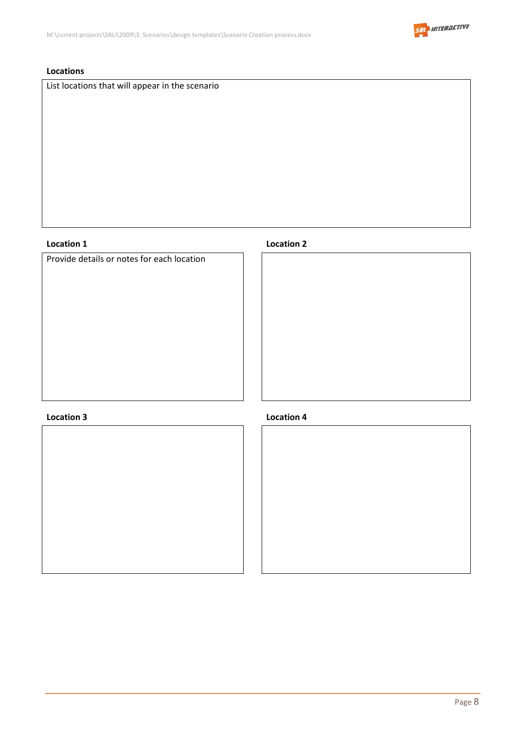**Locations**

List locations that will appear in the scenario

**Location 1**

Provide details or notes for each location

**Location 2**

**Location 3**

**Location 4**